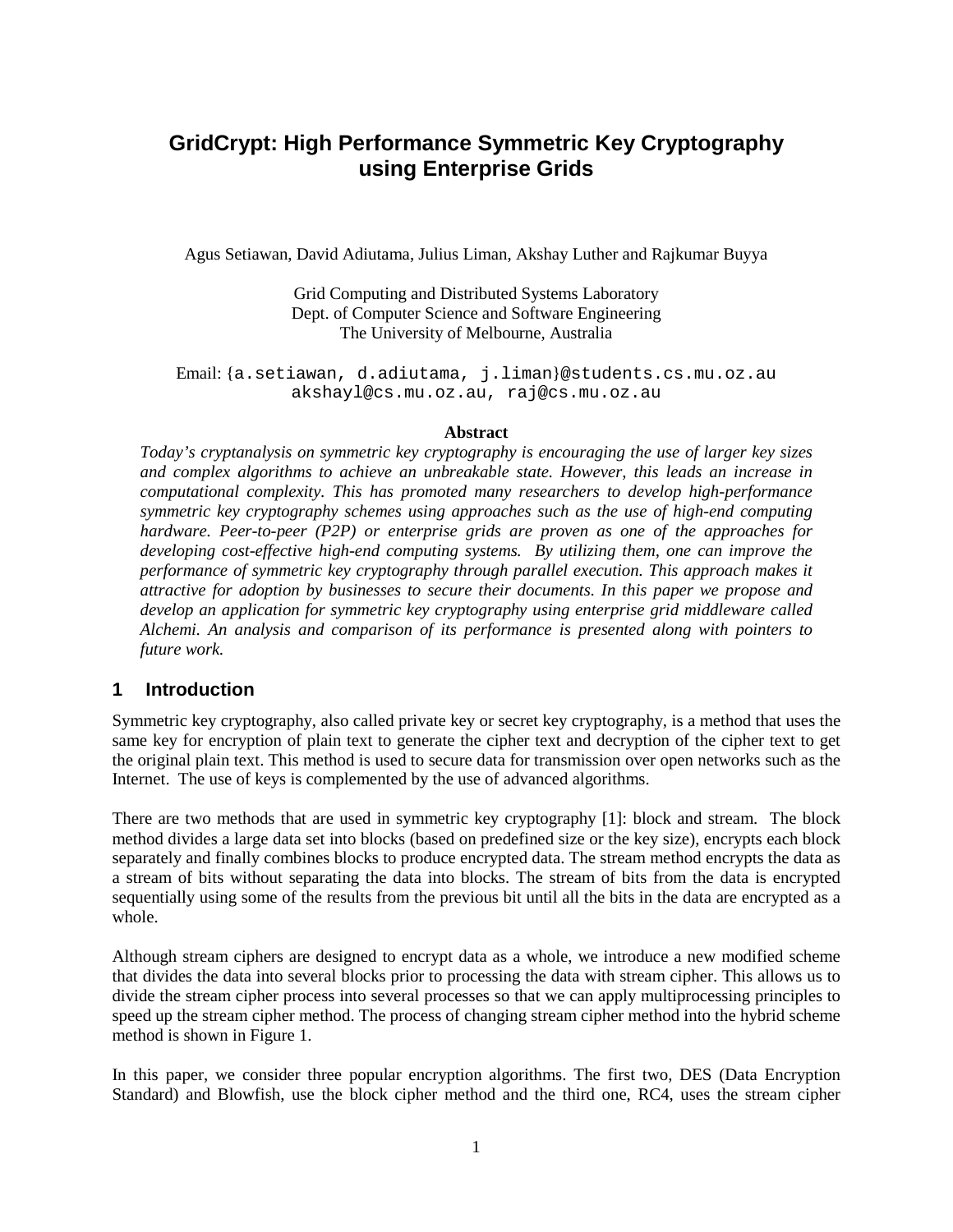# GridCrypt: High Performance Symmetric Key Cryptography using Enterprise Grids

Agus Setiawan, David Adiutama, Julius Liman, Akshay Luther and Rajkumar Buyya

Grid Computing and Distributed Systems Laboratory
Dept. of Computer Science and Software Engineering
The University of Melbourne, Australia

Email: {a.setiawan, d.adiutama, j.liman}@students.cs.mu.oz.au
akshayl@cs.mu.oz.au, raj@cs.mu.oz.au

**Abstract**

*Today's cryptanalysis on symmetric key cryptography is encouraging the use of larger key sizes and complex algorithms to achieve an unbreakable state. However, this leads an increase in computational complexity. This has promoted many researchers to develop high-performance symmetric key cryptography schemes using approaches such as the use of high-end computing hardware. Peer-to-peer (P2P) or enterprise grids are proven as one of the approaches for developing cost-effective high-end computing systems. By utilizing them, one can improve the performance of symmetric key cryptography through parallel execution. This approach makes it attractive for adoption by businesses to secure their documents. In this paper we propose and develop an application for symmetric key cryptography using enterprise grid middleware called Alchemi. An analysis and comparison of its performance is presented along with pointers to future work.*

## 1 Introduction

Symmetric key cryptography, also called private key or secret key cryptography, is a method that uses the same key for encryption of plain text to generate the cipher text and decryption of the cipher text to get the original plain text. This method is used to secure data for transmission over open networks such as the Internet. The use of keys is complemented by the use of advanced algorithms.

There are two methods that are used in symmetric key cryptography [1]: block and stream. The block method divides a large data set into blocks (based on predefined size or the key size), encrypts each block separately and finally combines blocks to produce encrypted data. The stream method encrypts the data as a stream of bits without separating the data into blocks. The stream of bits from the data is encrypted sequentially using some of the results from the previous bit until all the bits in the data are encrypted as a whole.

Although stream ciphers are designed to encrypt data as a whole, we introduce a new modified scheme that divides the data into several blocks prior to processing the data with stream cipher. This allows us to divide the stream cipher process into several processes so that we can apply multiprocessing principles to speed up the stream cipher method. The process of changing stream cipher method into the hybrid scheme method is shown in Figure 1.

In this paper, we consider three popular encryption algorithms. The first two, DES (Data Encryption Standard) and Blowfish, use the block cipher method and the third one, RC4, uses the stream cipher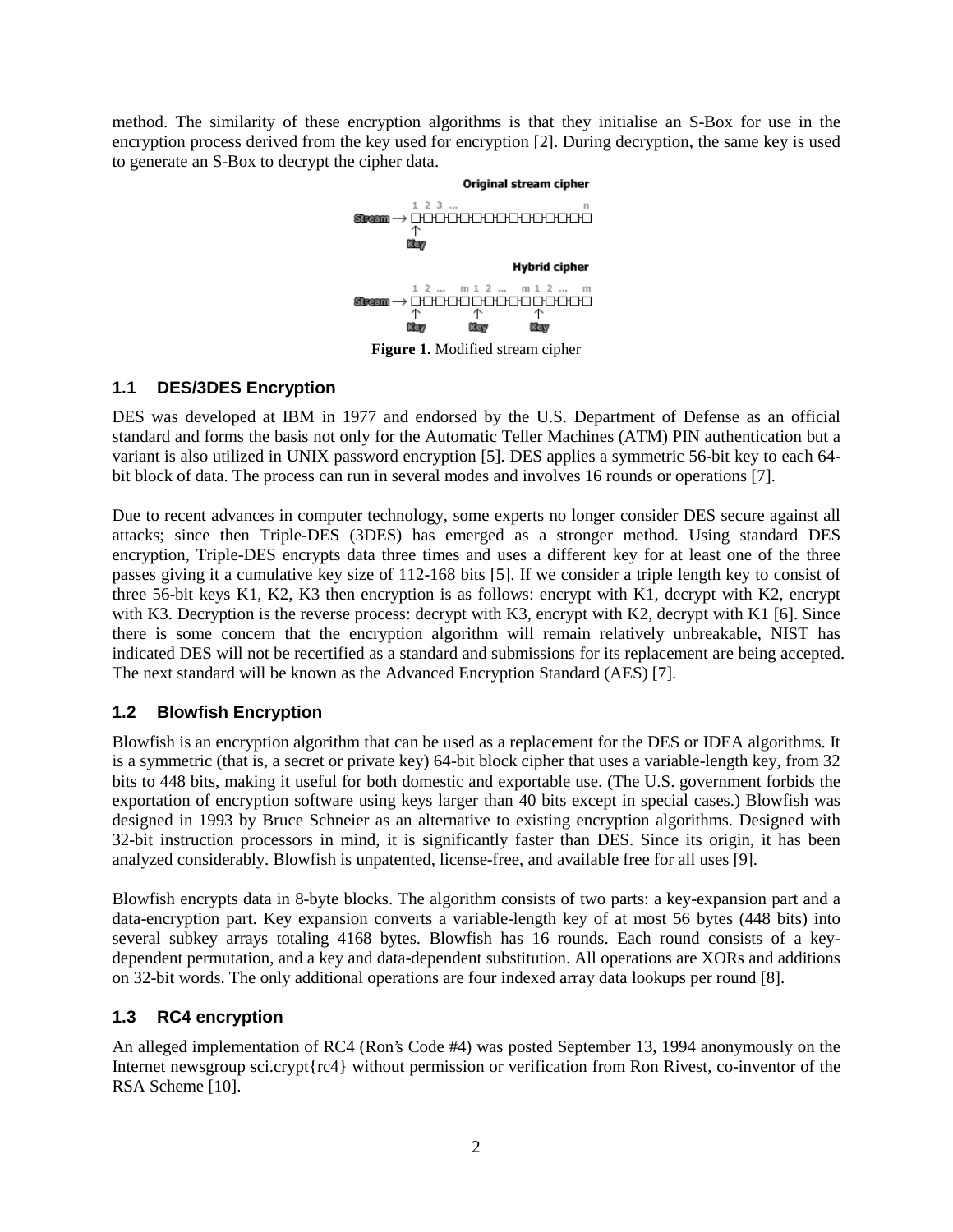method. The similarity of these encryption algorithms is that they initialise an S-Box for use in the encryption process derived from the key used for encryption [2]. During decryption, the same key is used to generate an S-Box to decrypt the cipher data.

**Figure 1.** Modified stream cipher

## 1.1 DES/3DES Encryption

DES was developed at IBM in 1977 and endorsed by the U.S. Department of Defense as an official standard and forms the basis not only for the Automatic Teller Machines (ATM) PIN authentication but a variant is also utilized in UNIX password encryption [5]. DES applies a symmetric 56-bit key to each 64-bit block of data. The process can run in several modes and involves 16 rounds or operations [7].

Due to recent advances in computer technology, some experts no longer consider DES secure against all attacks; since then Triple-DES (3DES) has emerged as a stronger method. Using standard DES encryption, Triple-DES encrypts data three times and uses a different key for at least one of the three passes giving it a cumulative key size of 112-168 bits [5]. If we consider a triple length key to consist of three 56-bit keys K1, K2, K3 then encryption is as follows: encrypt with K1, decrypt with K2, encrypt with K3. Decryption is the reverse process: decrypt with K3, encrypt with K2, decrypt with K1 [6]. Since there is some concern that the encryption algorithm will remain relatively unbreakable, NIST has indicated DES will not be recertified as a standard and submissions for its replacement are being accepted. The next standard will be known as the Advanced Encryption Standard (AES) [7].

## 1.2 Blowfish Encryption

Blowfish is an encryption algorithm that can be used as a replacement for the DES or IDEA algorithms. It is a symmetric (that is, a secret or private key) 64-bit block cipher that uses a variable-length key, from 32 bits to 448 bits, making it useful for both domestic and exportable use. (The U.S. government forbids the exportation of encryption software using keys larger than 40 bits except in special cases.) Blowfish was designed in 1993 by Bruce Schneier as an alternative to existing encryption algorithms. Designed with 32-bit instruction processors in mind, it is significantly faster than DES. Since its origin, it has been analyzed considerably. Blowfish is unpatented, license-free, and available free for all uses [9].

Blowfish encrypts data in 8-byte blocks. The algorithm consists of two parts: a key-expansion part and a data-encryption part. Key expansion converts a variable-length key of at most 56 bytes (448 bits) into several subkey arrays totaling 4168 bytes. Blowfish has 16 rounds. Each round consists of a key-dependent permutation, and a key and data-dependent substitution. All operations are XORs and additions on 32-bit words. The only additional operations are four indexed array data lookups per round [8].

## 1.3 RC4 encryption

An alleged implementation of RC4 (Ron's Code #4) was posted September 13, 1994 anonymously on the Internet newsgroup sci.crypt{rc4} without permission or verification from Ron Rivest, co-inventor of the RSA Scheme [10].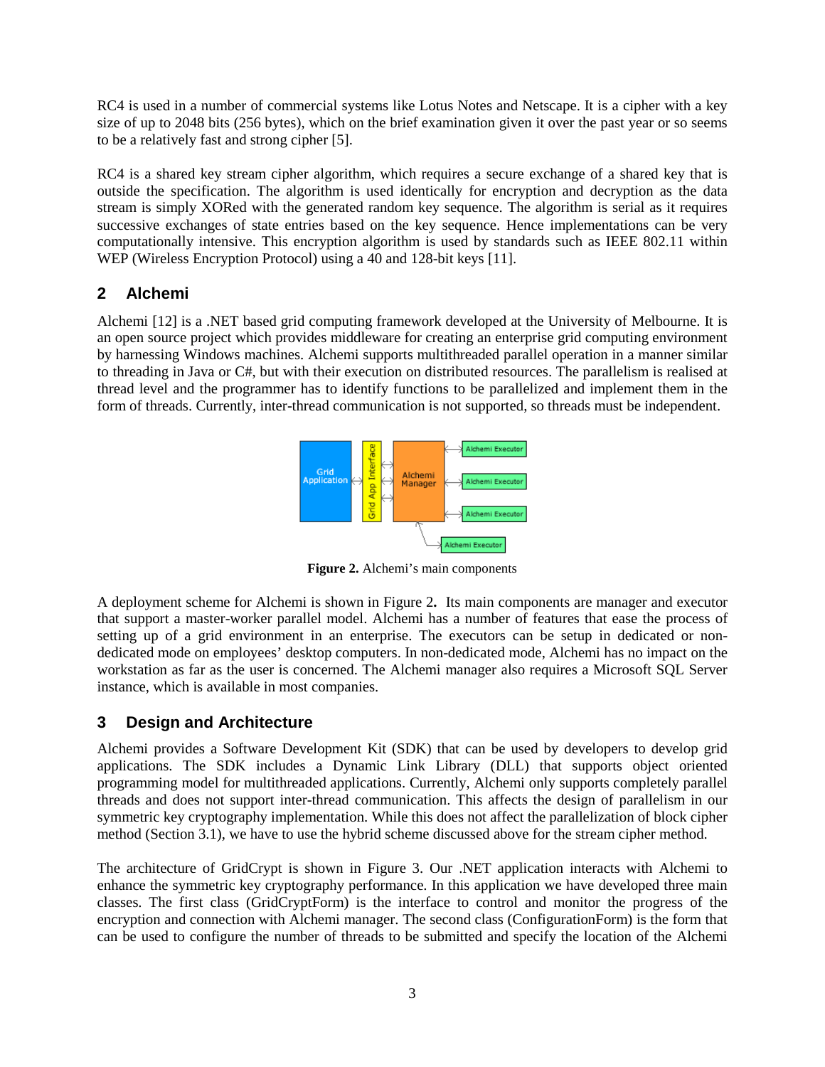RC4 is used in a number of commercial systems like Lotus Notes and Netscape. It is a cipher with a key size of up to 2048 bits (256 bytes), which on the brief examination given it over the past year or so seems to be a relatively fast and strong cipher [5].

RC4 is a shared key stream cipher algorithm, which requires a secure exchange of a shared key that is outside the specification. The algorithm is used identically for encryption and decryption as the data stream is simply XORed with the generated random key sequence. The algorithm is serial as it requires successive exchanges of state entries based on the key sequence. Hence implementations can be very computationally intensive. This encryption algorithm is used by standards such as IEEE 802.11 within WEP (Wireless Encryption Protocol) using a 40 and 128-bit keys [11].

## 2 Alchemi

Alchemi [12] is a .NET based grid computing framework developed at the University of Melbourne. It is an open source project which provides middleware for creating an enterprise grid computing environment by harnessing Windows machines. Alchemi supports multithreaded parallel operation in a manner similar to threading in Java or C#, but with their execution on distributed resources. The parallelism is realised at thread level and the programmer has to identify functions to be parallelized and implement them in the form of threads. Currently, inter-thread communication is not supported, so threads must be independent.

**Figure 2.** Alchemi's main components

A deployment scheme for Alchemi is shown in Figure 2**.** Its main components are manager and executor that support a master-worker parallel model. Alchemi has a number of features that ease the process of setting up of a grid environment in an enterprise. The executors can be setup in dedicated or non-dedicated mode on employees' desktop computers. In non-dedicated mode, Alchemi has no impact on the workstation as far as the user is concerned. The Alchemi manager also requires a Microsoft SQL Server instance, which is available in most companies.

## 3 Design and Architecture

Alchemi provides a Software Development Kit (SDK) that can be used by developers to develop grid applications. The SDK includes a Dynamic Link Library (DLL) that supports object oriented programming model for multithreaded applications. Currently, Alchemi only supports completely parallel threads and does not support inter-thread communication. This affects the design of parallelism in our symmetric key cryptography implementation. While this does not affect the parallelization of block cipher method (Section 3.1), we have to use the hybrid scheme discussed above for the stream cipher method.

The architecture of GridCrypt is shown in Figure 3. Our .NET application interacts with Alchemi to enhance the symmetric key cryptography performance. In this application we have developed three main classes. The first class (GridCryptForm) is the interface to control and monitor the progress of the encryption and connection with Alchemi manager. The second class (ConfigurationForm) is the form that can be used to configure the number of threads to be submitted and specify the location of the Alchemi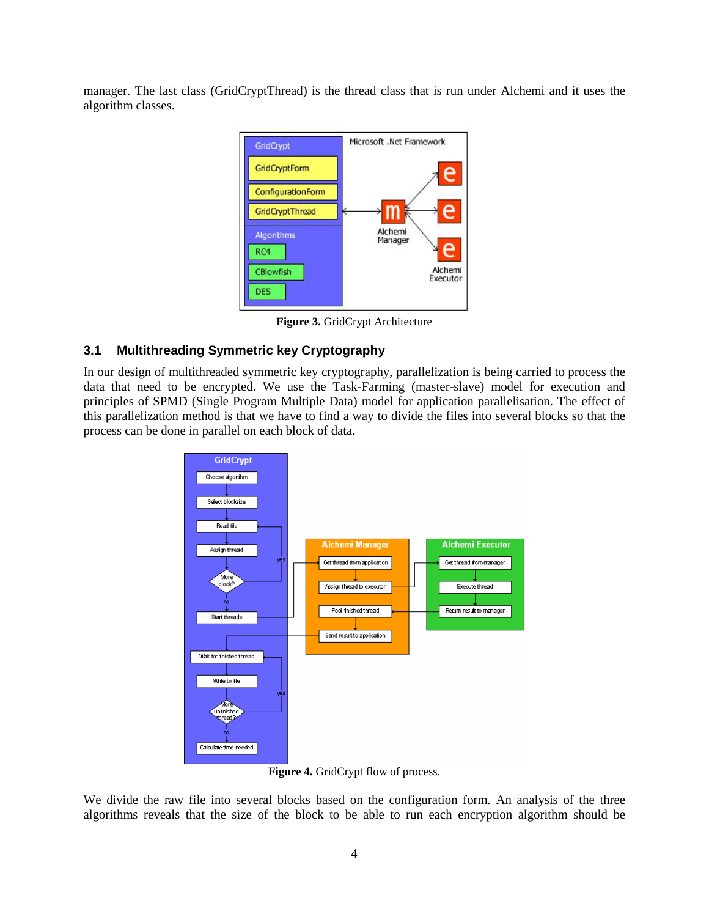manager. The last class (GridCryptThread) is the thread class that is run under Alchemi and it uses the algorithm classes.

**Figure 3.** GridCrypt Architecture

### 3.1 Multithreading Symmetric key Cryptography

In our design of multithreaded symmetric key cryptography, parallelization is being carried to process the data that need to be encrypted. We use the Task-Farming (master-slave) model for execution and principles of SPMD (Single Program Multiple Data) model for application parallelisation. The effect of this parallelization method is that we have to find a way to divide the files into several blocks so that the process can be done in parallel on each block of data.

**Figure 4.** GridCrypt flow of process.

We divide the raw file into several blocks based on the configuration form. An analysis of the three algorithms reveals that the size of the block to be able to run each encryption algorithm should be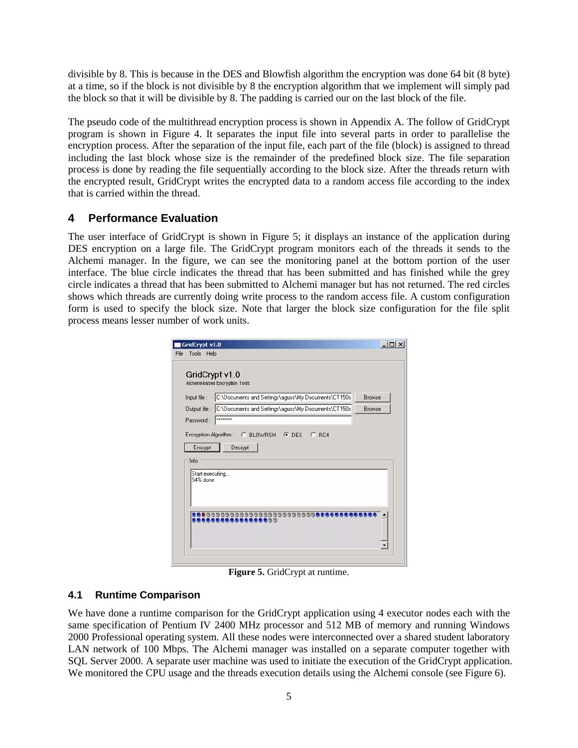divisible by 8. This is because in the DES and Blowfish algorithm the encryption was done 64 bit (8 byte) at a time, so if the block is not divisible by 8 the encryption algorithm that we implement will simply pad the block so that it will be divisible by 8. The padding is carried our on the last block of the file.

The pseudo code of the multithread encryption process is shown in Appendix A. The follow of GridCrypt program is shown in Figure 4. It separates the input file into several parts in order to parallelise the encryption process. After the separation of the input file, each part of the file (block) is assigned to thread including the last block whose size is the remainder of the predefined block size. The file separation process is done by reading the file sequentially according to the block size. After the threads return with the encrypted result, GridCrypt writes the encrypted data to a random access file according to the index that is carried within the thread.

## 4 Performance Evaluation

The user interface of GridCrypt is shown in Figure 5; it displays an instance of the application during DES encryption on a large file. The GridCrypt program monitors each of the threads it sends to the Alchemi manager. In the figure, we can see the monitoring panel at the bottom portion of the user interface. The blue circle indicates the thread that has been submitted and has finished while the grey circle indicates a thread that has been submitted to Alchemi manager but has not returned. The red circles shows which threads are currently doing write process to the random access file. A custom configuration form is used to specify the block size. Note that larger the block size configuration for the file split process means lesser number of work units.

**Figure 5.** GridCrypt at runtime.

### 4.1 Runtime Comparison

We have done a runtime comparison for the GridCrypt application using 4 executor nodes each with the same specification of Pentium IV 2400 MHz processor and 512 MB of memory and running Windows 2000 Professional operating system. All these nodes were interconnected over a shared student laboratory LAN network of 100 Mbps. The Alchemi manager was installed on a separate computer together with SQL Server 2000. A separate user machine was used to initiate the execution of the GridCrypt application. We monitored the CPU usage and the threads execution details using the Alchemi console (see Figure 6).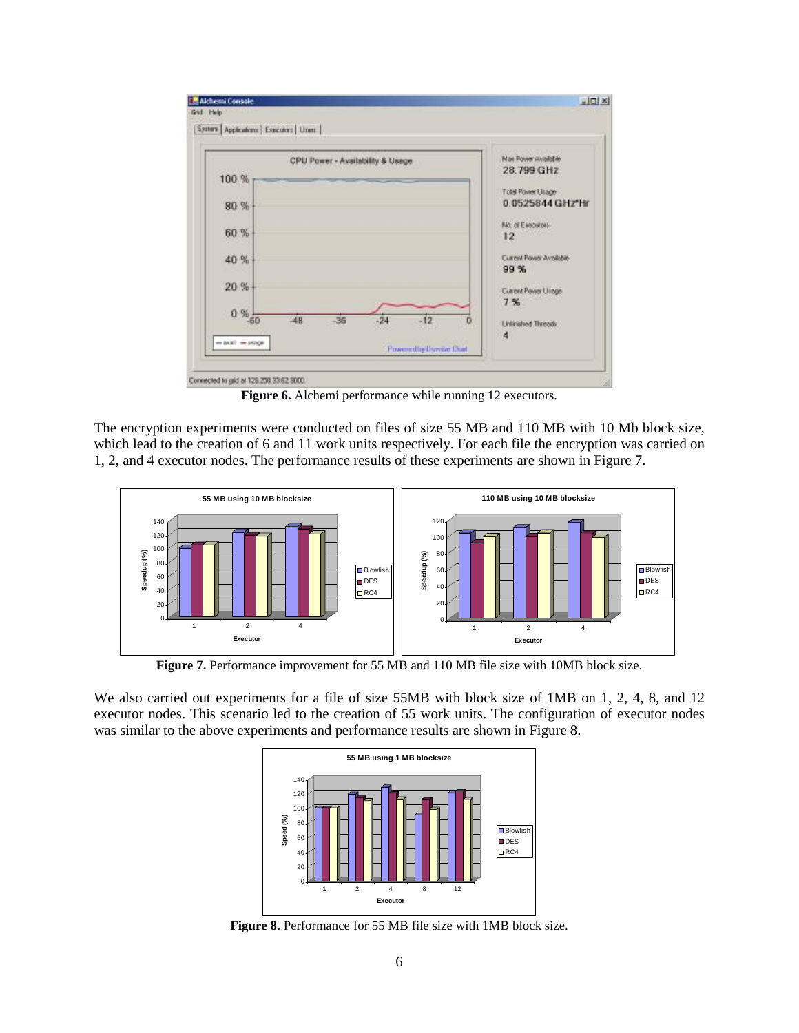**Figure 6.** Alchemi performance while running 12 executors.

The encryption experiments were conducted on files of size 55 MB and 110 MB with 10 Mb block size, which lead to the creation of 6 and 11 work units respectively. For each file the encryption was carried on 1, 2, and 4 executor nodes. The performance results of these experiments are shown in Figure 7.

**Figure 7.** Performance improvement for 55 MB and 110 MB file size with 10MB block size.

We also carried out experiments for a file of size 55MB with block size of 1MB on 1, 2, 4, 8, and 12 executor nodes. This scenario led to the creation of 55 work units. The configuration of executor nodes was similar to the above experiments and performance results are shown in Figure 8.

**Figure 8.** Performance for 55 MB file size with 1MB block size.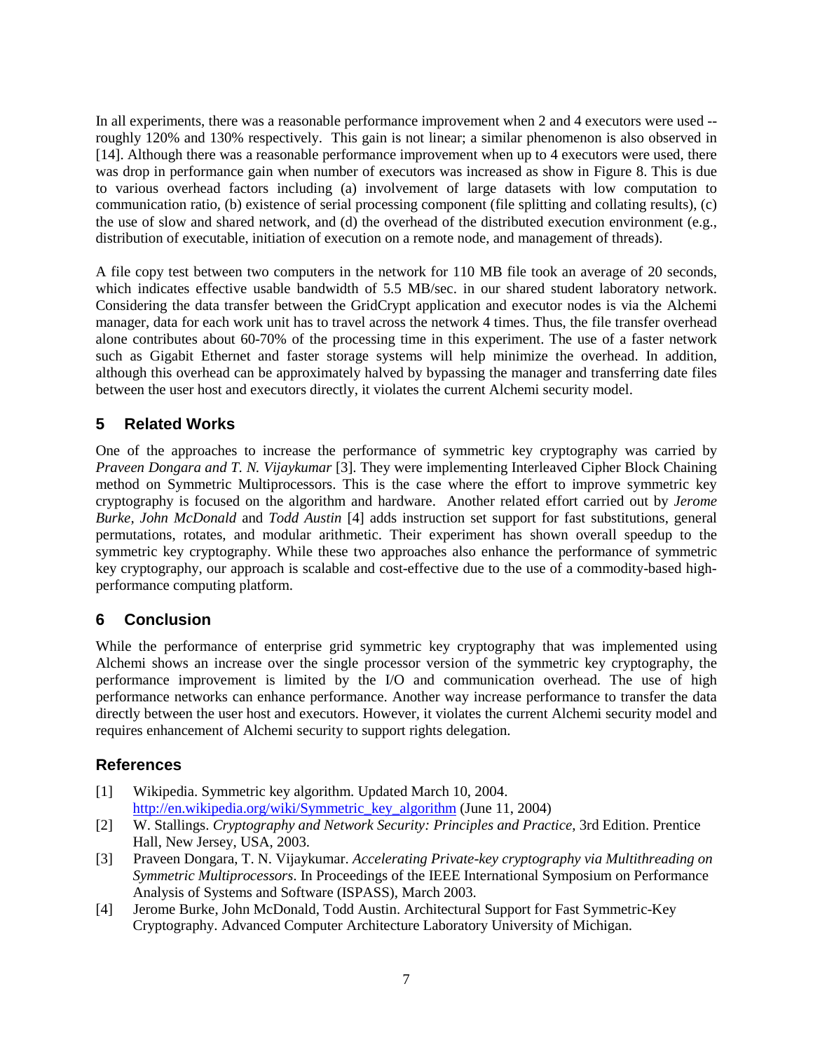In all experiments, there was a reasonable performance improvement when 2 and 4 executors were used -- roughly 120% and 130% respectively. This gain is not linear; a similar phenomenon is also observed in [14]. Although there was a reasonable performance improvement when up to 4 executors were used, there was drop in performance gain when number of executors was increased as show in Figure 8. This is due to various overhead factors including (a) involvement of large datasets with low computation to communication ratio, (b) existence of serial processing component (file splitting and collating results), (c) the use of slow and shared network, and (d) the overhead of the distributed execution environment (e.g., distribution of executable, initiation of execution on a remote node, and management of threads).

A file copy test between two computers in the network for 110 MB file took an average of 20 seconds, which indicates effective usable bandwidth of 5.5 MB/sec. in our shared student laboratory network. Considering the data transfer between the GridCrypt application and executor nodes is via the Alchemi manager, data for each work unit has to travel across the network 4 times. Thus, the file transfer overhead alone contributes about 60-70% of the processing time in this experiment. The use of a faster network such as Gigabit Ethernet and faster storage systems will help minimize the overhead. In addition, although this overhead can be approximately halved by bypassing the manager and transferring date files between the user host and executors directly, it violates the current Alchemi security model.

## 5 Related Works

One of the approaches to increase the performance of symmetric key cryptography was carried by *Praveen Dongara and T. N. Vijaykumar* [3]. They were implementing Interleaved Cipher Block Chaining method on Symmetric Multiprocessors. This is the case where the effort to improve symmetric key cryptography is focused on the algorithm and hardware. Another related effort carried out by *Jerome Burke, John McDonald* and *Todd Austin* [4] adds instruction set support for fast substitutions, general permutations, rotates, and modular arithmetic. Their experiment has shown overall speedup to the symmetric key cryptography. While these two approaches also enhance the performance of symmetric key cryptography, our approach is scalable and cost-effective due to the use of a commodity-based high-performance computing platform.

## 6 Conclusion

While the performance of enterprise grid symmetric key cryptography that was implemented using Alchemi shows an increase over the single processor version of the symmetric key cryptography, the performance improvement is limited by the I/O and communication overhead. The use of high performance networks can enhance performance. Another way increase performance to transfer the data directly between the user host and executors. However, it violates the current Alchemi security model and requires enhancement of Alchemi security to support rights delegation.

## References

[1] Wikipedia. Symmetric key algorithm. Updated March 10, 2004. http://en.wikipedia.org/wiki/Symmetric_key_algorithm (June 11, 2004)

[2] W. Stallings. *Cryptography and Network Security: Principles and Practice*, 3rd Edition. Prentice Hall, New Jersey, USA, 2003.

[3] Praveen Dongara, T. N. Vijaykumar. *Accelerating Private-key cryptography via Multithreading on Symmetric Multiprocessors*. In Proceedings of the IEEE International Symposium on Performance Analysis of Systems and Software (ISPASS), March 2003.

[4] Jerome Burke, John McDonald, Todd Austin. Architectural Support for Fast Symmetric-Key Cryptography. Advanced Computer Architecture Laboratory University of Michigan.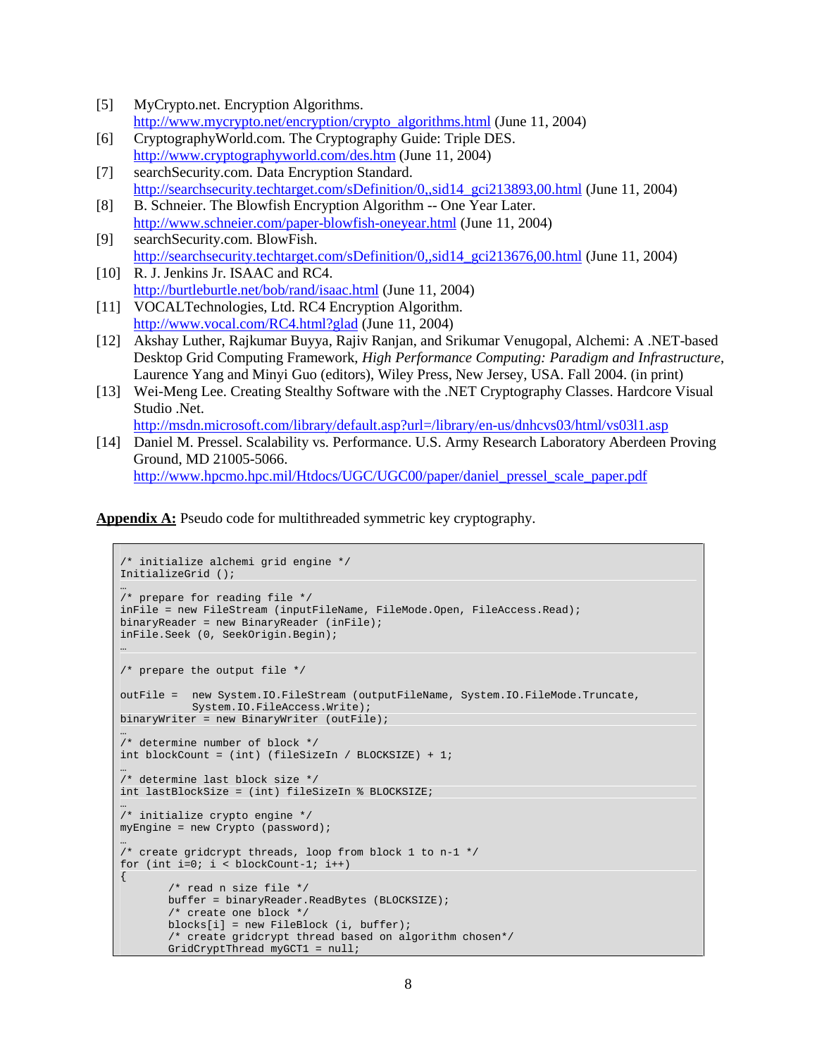[5] MyCrypto.net. Encryption Algorithms. http://www.mycrypto.net/encryption/crypto_algorithms.html (June 11, 2004)

[6] CryptographyWorld.com. The Cryptography Guide: Triple DES. http://www.cryptographyworld.com/des.htm (June 11, 2004)

[7] searchSecurity.com. Data Encryption Standard. http://searchsecurity.techtarget.com/sDefinition/0,,sid14_gci213893,00.html (June 11, 2004)

[8] B. Schneier. The Blowfish Encryption Algorithm -- One Year Later. http://www.schneier.com/paper-blowfish-oneyear.html (June 11, 2004)

[9] searchSecurity.com. BlowFish. http://searchsecurity.techtarget.com/sDefinition/0,,sid14_gci213676,00.html (June 11, 2004)

[10] R. J. Jenkins Jr. ISAAC and RC4. http://burtleburtle.net/bob/rand/isaac.html (June 11, 2004)

[11] VOCALTechnologies, Ltd. RC4 Encryption Algorithm. http://www.vocal.com/RC4.html?glad (June 11, 2004)

[12] Akshay Luther, Rajkumar Buyya, Rajiv Ranjan, and Srikumar Venugopal, Alchemi: A .NET-based Desktop Grid Computing Framework, *High Performance Computing: Paradigm and Infrastructure*, Laurence Yang and Minyi Guo (editors), Wiley Press, New Jersey, USA. Fall 2004. (in print)

[13] Wei-Meng Lee. Creating Stealthy Software with the .NET Cryptography Classes. Hardcore Visual Studio .Net. http://msdn.microsoft.com/library/default.asp?url=/library/en-us/dnhcvs03/html/vs03l1.asp

[14] Daniel M. Pressel. Scalability vs. Performance. U.S. Army Research Laboratory Aberdeen Proving Ground, MD 21005-5066. http://www.hpcmo.hpc.mil/Htdocs/UGC/UGC00/paper/daniel_pressel_scale_paper.pdf

**Appendix A:** Pseudo code for multithreaded symmetric key cryptography.

```
/* initialize alchemi grid engine */
InitializeGrid ();
…
/* prepare for reading file */
inFile = new FileStream (inputFileName, FileMode.Open, FileAccess.Read);
binaryReader = new BinaryReader (inFile);
inFile.Seek (0, SeekOrigin.Begin);
…

/* prepare the output file */

outFile =  new System.IO.FileStream (outputFileName, System.IO.FileMode.Truncate,
           System.IO.FileAccess.Write);
binaryWriter = new BinaryWriter (outFile);
…
/* determine number of block */
int blockCount = (int) (fileSizeIn / BLOCKSIZE) + 1;
…
/* determine last block size */
int lastBlockSize = (int) fileSizeIn % BLOCKSIZE;
…
/* initialize crypto engine */
myEngine = new Crypto (password);
…
/* create gridcrypt threads, loop from block 1 to n-1 */
for (int i=0; i < blockCount-1; i++)
{
        /* read n size file */
        buffer = binaryReader.ReadBytes (BLOCKSIZE);
        /* create one block */
        blocks[i] = new FileBlock (i, buffer);
        /* create gridcrypt thread based on algorithm chosen*/
        GridCryptThread myGCT1 = null;
```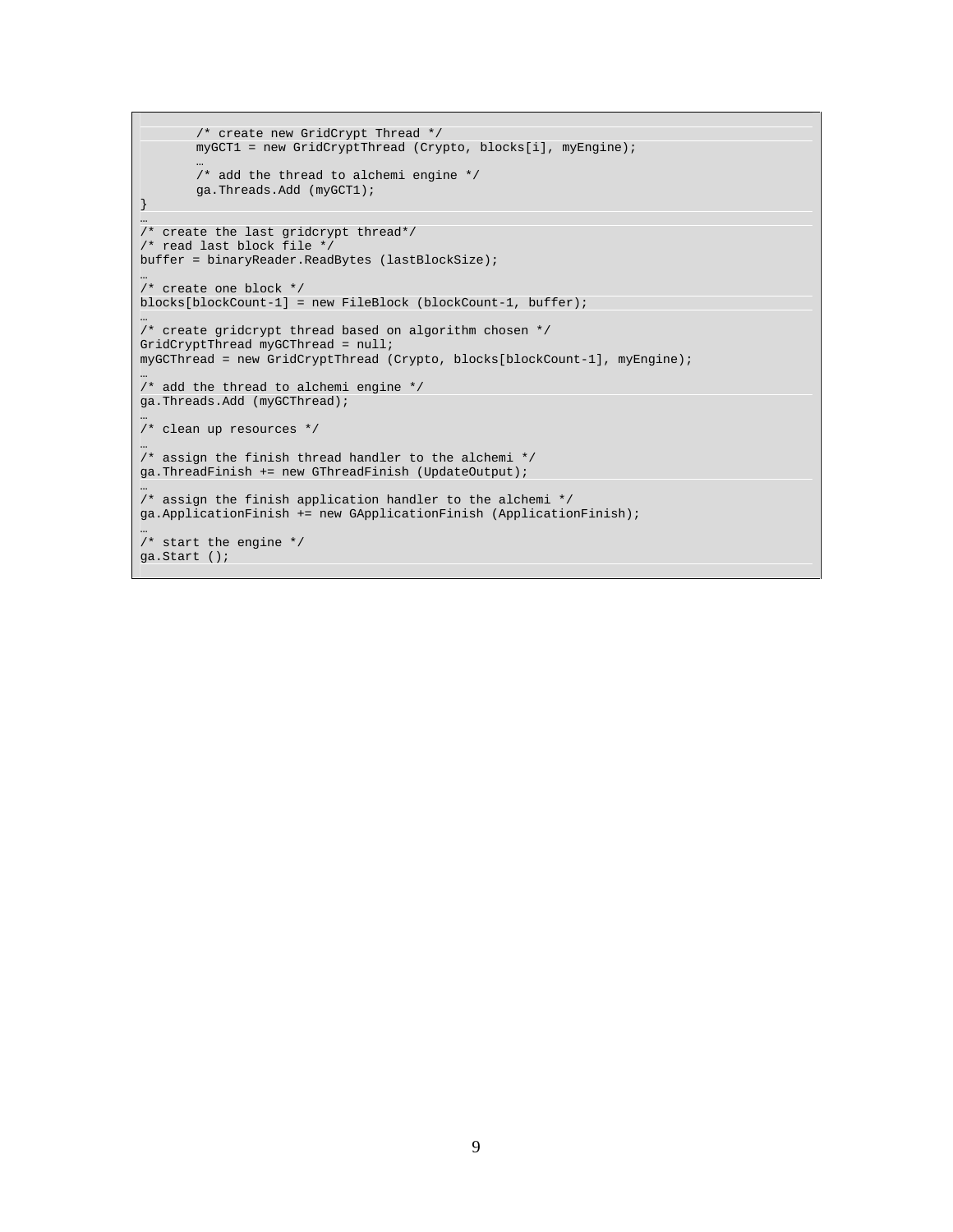```
        /* create new GridCrypt Thread */
        myGCT1 = new GridCryptThread (Crypto, blocks[i], myEngine);
        …
        /* add the thread to alchemi engine */
        ga.Threads.Add (myGCT1);
}
…
/* create the last gridcrypt thread*/
/* read last block file */
buffer = binaryReader.ReadBytes (lastBlockSize);
…
/* create one block */
blocks[blockCount-1] = new FileBlock (blockCount-1, buffer);
…
/* create gridcrypt thread based on algorithm chosen */
GridCryptThread myGCThread = null;
myGCThread = new GridCryptThread (Crypto, blocks[blockCount-1], myEngine);
…
/* add the thread to alchemi engine */
ga.Threads.Add (myGCThread);
…
/* clean up resources */
…
/* assign the finish thread handler to the alchemi */
ga.ThreadFinish += new GThreadFinish (UpdateOutput);
…
/* assign the finish application handler to the alchemi */
ga.ApplicationFinish += new GApplicationFinish (ApplicationFinish);
…
/* start the engine */
ga.Start ();
```